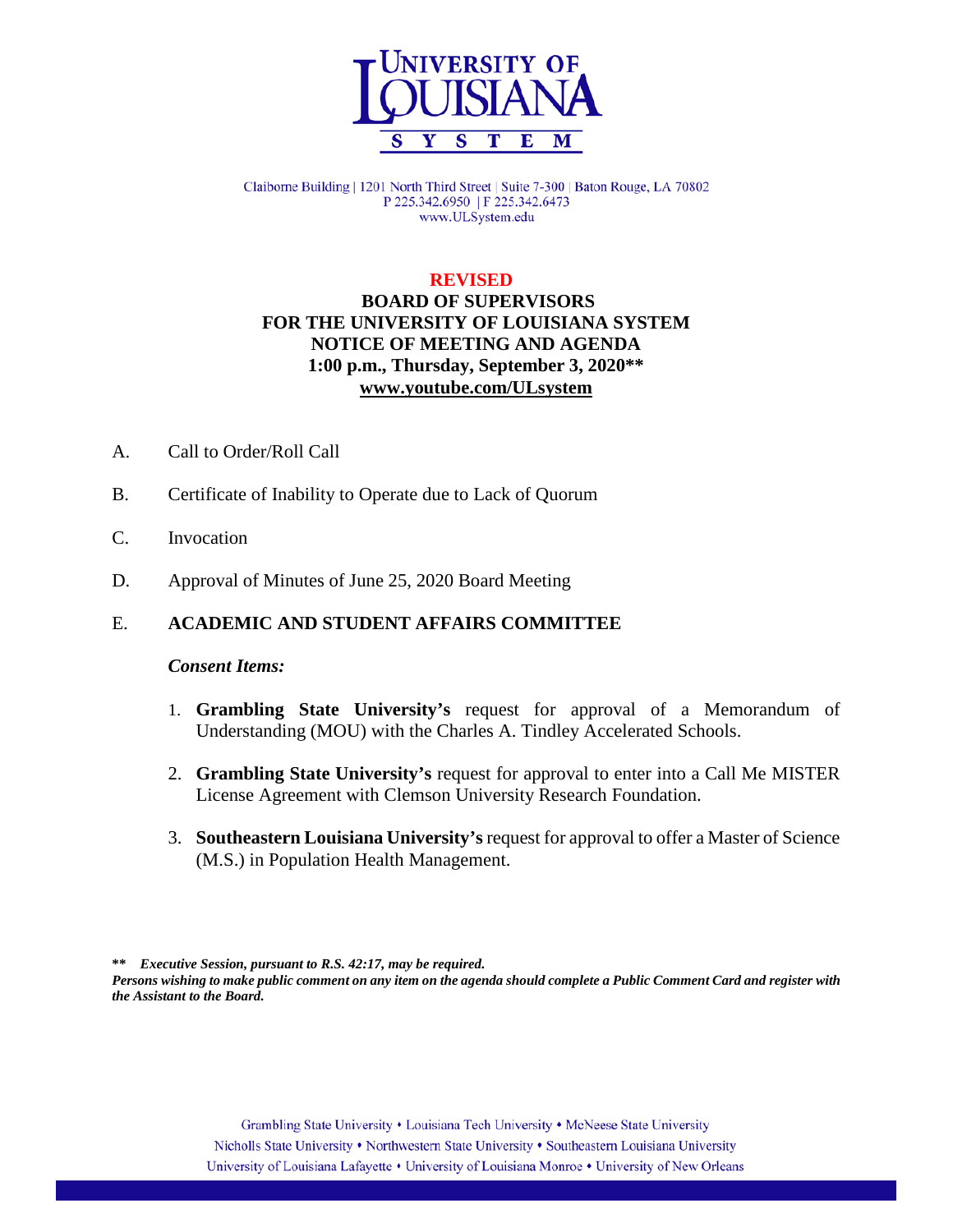# UNIVERSITY OF LOUISIANA SYSTEM

Claiborne Building | 1201 North Third Street | Suite 7-300 | Baton Rouge, LA 70802
P 225.342.6950 | F 225.342.6473
www.ULSystem.edu

**REVISED**

**BOARD OF SUPERVISORS**
**FOR THE UNIVERSITY OF LOUISIANA SYSTEM**
**NOTICE OF MEETING AND AGENDA**
**1:00 p.m., Thursday, September 3, 2020****
**www.youtube.com/ULsystem**

A. Call to Order/Roll Call

B. Certificate of Inability to Operate due to Lack of Quorum

C. Invocation

D. Approval of Minutes of June 25, 2020 Board Meeting

E. **ACADEMIC AND STUDENT AFFAIRS COMMITTEE**

***Consent Items:***

1. **Grambling State University's** request for approval of a Memorandum of Understanding (MOU) with the Charles A. Tindley Accelerated Schools.

2. **Grambling State University's** request for approval to enter into a Call Me MISTER License Agreement with Clemson University Research Foundation.

3. **Southeastern Louisiana University's** request for approval to offer a Master of Science (M.S.) in Population Health Management.

**\*\*** ***Executive Session, pursuant to R.S. 42:17, may be required.***
***Persons wishing to make public comment on any item on the agenda should complete a Public Comment Card and register with the Assistant to the Board.***

Grambling State University • Louisiana Tech University • McNeese State University
Nicholls State University • Northwestern State University • Southeastern Louisiana University
University of Louisiana Lafayette • University of Louisiana Monroe • University of New Orleans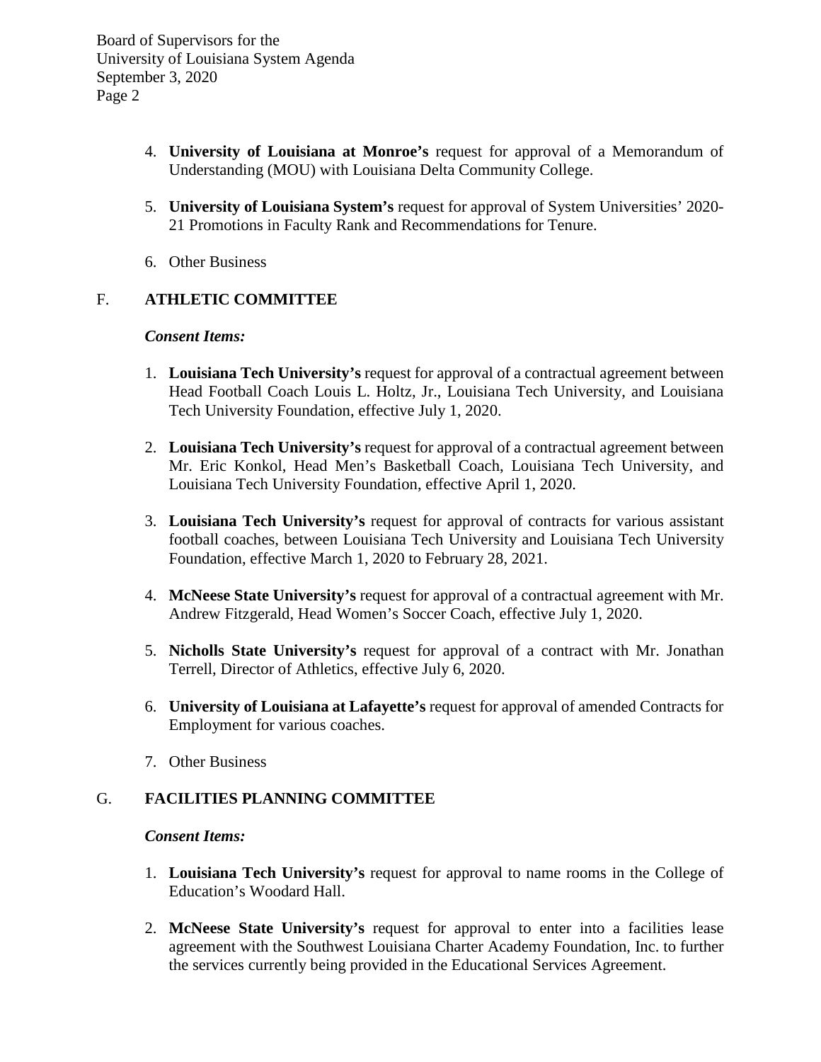4. **University of Louisiana at Monroe's** request for approval of a Memorandum of Understanding (MOU) with Louisiana Delta Community College.

5. **University of Louisiana System's** request for approval of System Universities' 2020-21 Promotions in Faculty Rank and Recommendations for Tenure.

6. Other Business

## F. ATHLETIC COMMITTEE

***Consent Items:***

1. **Louisiana Tech University's** request for approval of a contractual agreement between Head Football Coach Louis L. Holtz, Jr., Louisiana Tech University, and Louisiana Tech University Foundation, effective July 1, 2020.

2. **Louisiana Tech University's** request for approval of a contractual agreement between Mr. Eric Konkol, Head Men's Basketball Coach, Louisiana Tech University, and Louisiana Tech University Foundation, effective April 1, 2020.

3. **Louisiana Tech University's** request for approval of contracts for various assistant football coaches, between Louisiana Tech University and Louisiana Tech University Foundation, effective March 1, 2020 to February 28, 2021.

4. **McNeese State University's** request for approval of a contractual agreement with Mr. Andrew Fitzgerald, Head Women's Soccer Coach, effective July 1, 2020.

5. **Nicholls State University's** request for approval of a contract with Mr. Jonathan Terrell, Director of Athletics, effective July 6, 2020.

6. **University of Louisiana at Lafayette's** request for approval of amended Contracts for Employment for various coaches.

7. Other Business

## G. FACILITIES PLANNING COMMITTEE

***Consent Items:***

1. **Louisiana Tech University's** request for approval to name rooms in the College of Education's Woodard Hall.

2. **McNeese State University's** request for approval to enter into a facilities lease agreement with the Southwest Louisiana Charter Academy Foundation, Inc. to further the services currently being provided in the Educational Services Agreement.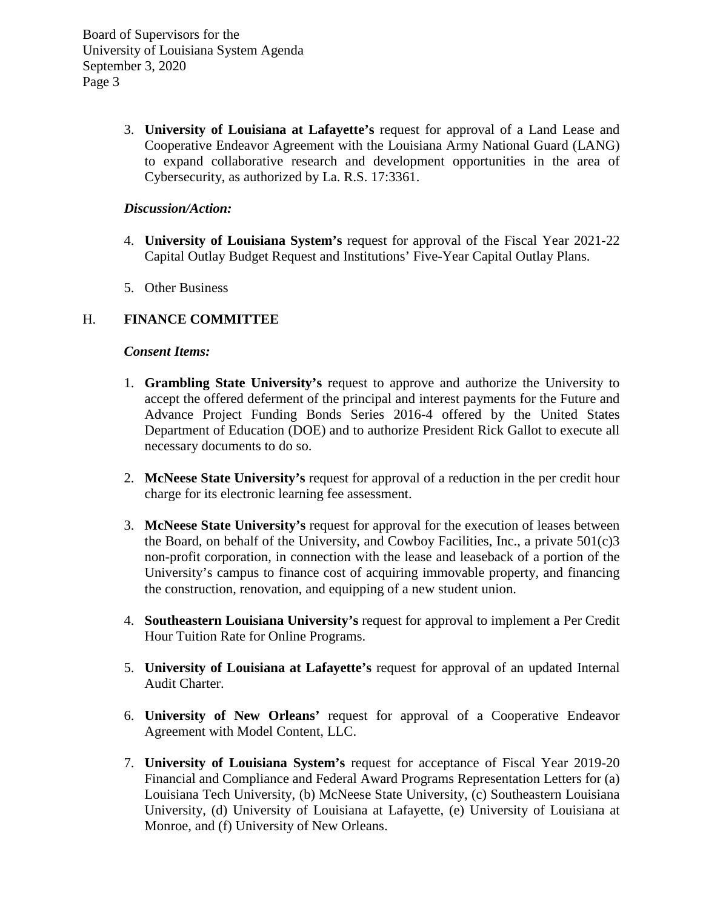3. **University of Louisiana at Lafayette's** request for approval of a Land Lease and Cooperative Endeavor Agreement with the Louisiana Army National Guard (LANG) to expand collaborative research and development opportunities in the area of Cybersecurity, as authorized by La. R.S. 17:3361.

***Discussion/Action:***

4. **University of Louisiana System's** request for approval of the Fiscal Year 2021-22 Capital Outlay Budget Request and Institutions' Five-Year Capital Outlay Plans.

5. Other Business

## H. FINANCE COMMITTEE

***Consent Items:***

1. **Grambling State University's** request to approve and authorize the University to accept the offered deferment of the principal and interest payments for the Future and Advance Project Funding Bonds Series 2016-4 offered by the United States Department of Education (DOE) and to authorize President Rick Gallot to execute all necessary documents to do so.

2. **McNeese State University's** request for approval of a reduction in the per credit hour charge for its electronic learning fee assessment.

3. **McNeese State University's** request for approval for the execution of leases between the Board, on behalf of the University, and Cowboy Facilities, Inc., a private 501(c)3 non-profit corporation, in connection with the lease and leaseback of a portion of the University's campus to finance cost of acquiring immovable property, and financing the construction, renovation, and equipping of a new student union.

4. **Southeastern Louisiana University's** request for approval to implement a Per Credit Hour Tuition Rate for Online Programs.

5. **University of Louisiana at Lafayette's** request for approval of an updated Internal Audit Charter.

6. **University of New Orleans'** request for approval of a Cooperative Endeavor Agreement with Model Content, LLC.

7. **University of Louisiana System's** request for acceptance of Fiscal Year 2019-20 Financial and Compliance and Federal Award Programs Representation Letters for (a) Louisiana Tech University, (b) McNeese State University, (c) Southeastern Louisiana University, (d) University of Louisiana at Lafayette, (e) University of Louisiana at Monroe, and (f) University of New Orleans.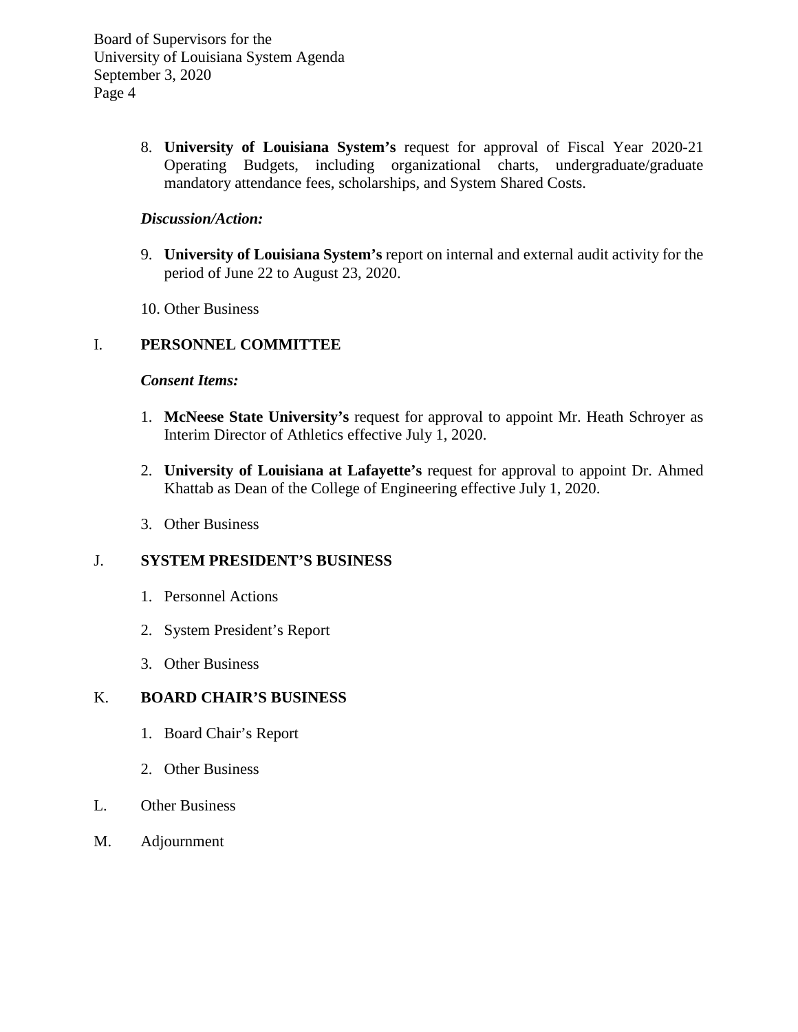8. **University of Louisiana System's** request for approval of Fiscal Year 2020-21 Operating Budgets, including organizational charts, undergraduate/graduate mandatory attendance fees, scholarships, and System Shared Costs.

***Discussion/Action:***

9. **University of Louisiana System's** report on internal and external audit activity for the period of June 22 to August 23, 2020.

10. Other Business

I. **PERSONNEL COMMITTEE**

***Consent Items:***

1. **McNeese State University's** request for approval to appoint Mr. Heath Schroyer as Interim Director of Athletics effective July 1, 2020.

2. **University of Louisiana at Lafayette's** request for approval to appoint Dr. Ahmed Khattab as Dean of the College of Engineering effective July 1, 2020.

3. Other Business

J. **SYSTEM PRESIDENT'S BUSINESS**

1. Personnel Actions

2. System President's Report

3. Other Business

K. **BOARD CHAIR'S BUSINESS**

1. Board Chair's Report

2. Other Business

L. Other Business

M. Adjournment